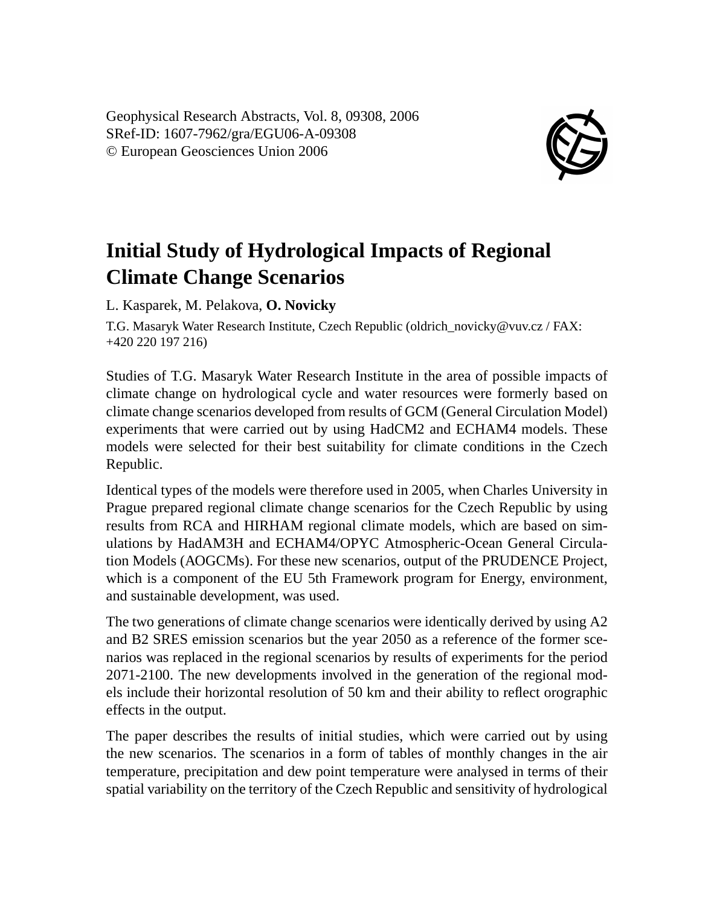Geophysical Research Abstracts, Vol. 8, 09308, 2006
SRef-ID: 1607-7962/gra/EGU06-A-09308
© European Geosciences Union 2006

# Initial Study of Hydrological Impacts of Regional Climate Change Scenarios

L. Kasparek, M. Pelakova, **O. Novicky**

T.G. Masaryk Water Research Institute, Czech Republic (oldrich_novicky@vuv.cz / FAX: +420 220 197 216)

Studies of T.G. Masaryk Water Research Institute in the area of possible impacts of climate change on hydrological cycle and water resources were formerly based on climate change scenarios developed from results of GCM (General Circulation Model) experiments that were carried out by using HadCM2 and ECHAM4 models. These models were selected for their best suitability for climate conditions in the Czech Republic.

Identical types of the models were therefore used in 2005, when Charles University in Prague prepared regional climate change scenarios for the Czech Republic by using results from RCA and HIRHAM regional climate models, which are based on simulations by HadAM3H and ECHAM4/OPYC Atmospheric-Ocean General Circulation Models (AOGCMs). For these new scenarios, output of the PRUDENCE Project, which is a component of the EU 5th Framework program for Energy, environment, and sustainable development, was used.

The two generations of climate change scenarios were identically derived by using A2 and B2 SRES emission scenarios but the year 2050 as a reference of the former scenarios was replaced in the regional scenarios by results of experiments for the period 2071-2100. The new developments involved in the generation of the regional models include their horizontal resolution of 50 km and their ability to reflect orographic effects in the output.

The paper describes the results of initial studies, which were carried out by using the new scenarios. The scenarios in a form of tables of monthly changes in the air temperature, precipitation and dew point temperature were analysed in terms of their spatial variability on the territory of the Czech Republic and sensitivity of hydrological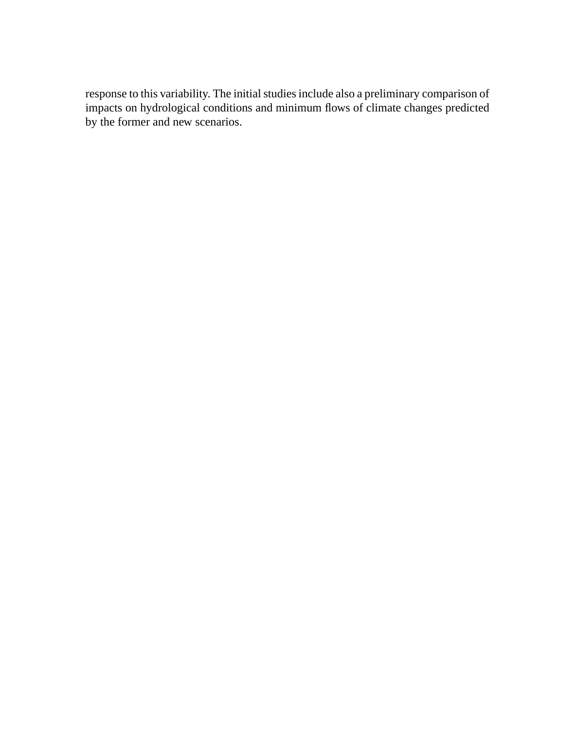response to this variability. The initial studies include also a preliminary comparison of impacts on hydrological conditions and minimum flows of climate changes predicted by the former and new scenarios.